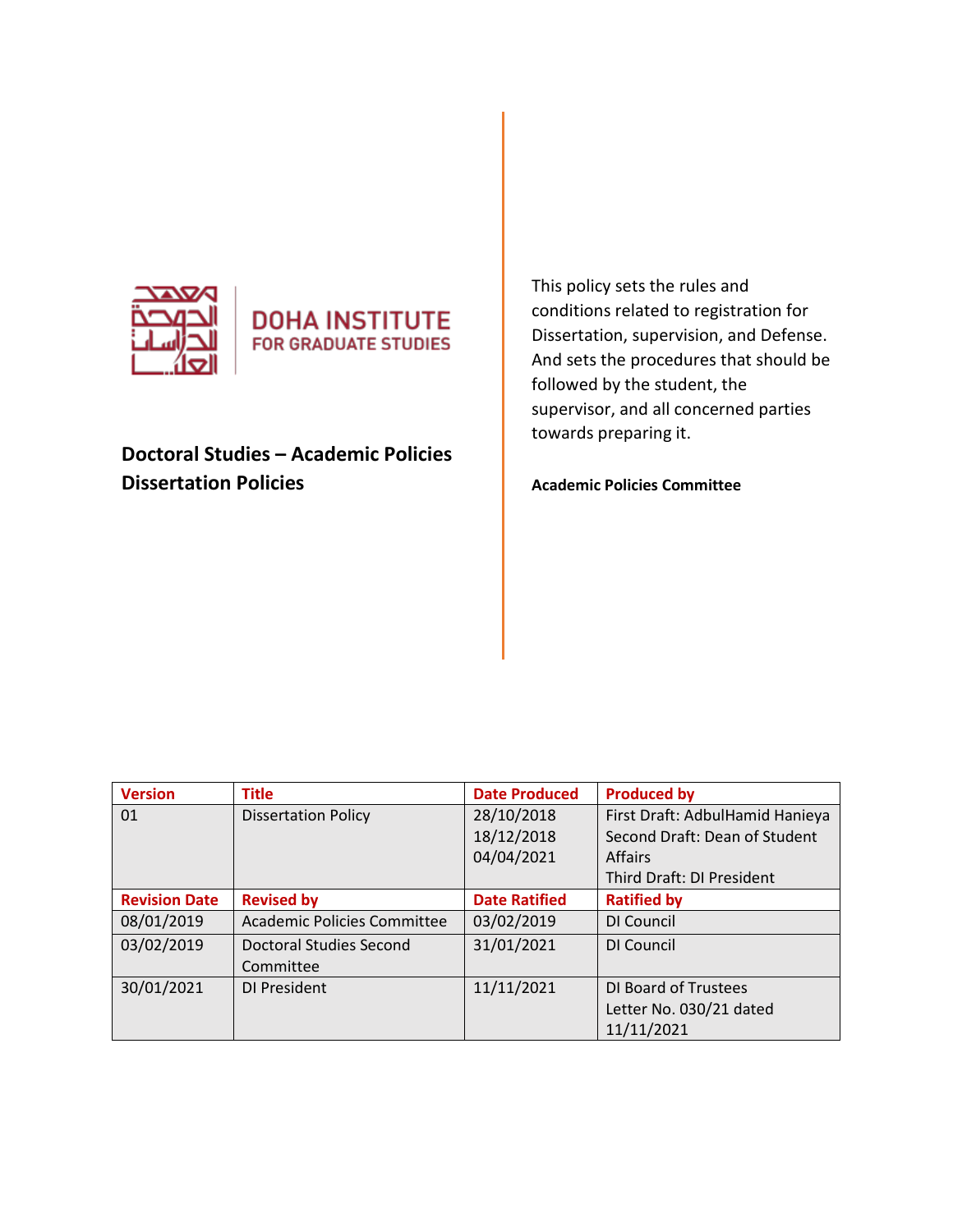DOHA INSTITUTE
FOR GRADUATE STUDIES

# Doctoral Studies – Academic Policies
# Dissertation Policies

This policy sets the rules and conditions related to registration for Dissertation, supervision, and Defense. And sets the procedures that should be followed by the student, the supervisor, and all concerned parties towards preparing it.

**Academic Policies Committee**

| Version | Title | Date Produced | Produced by |
|---|---|---|---|
| 01 | Dissertation Policy | 28/10/2018<br>18/12/2018<br>04/04/2021 | First Draft: AdbulHamid Hanieya<br>Second Draft: Dean of Student Affairs<br>Third Draft: DI President |
| **Revision Date** | **Revised by** | **Date Ratified** | **Ratified by** |
| 08/01/2019 | Academic Policies Committee | 03/02/2019 | DI Council |
| 03/02/2019 | Doctoral Studies Second Committee | 31/01/2021 | DI Council |
| 30/01/2021 | DI President | 11/11/2021 | DI Board of Trustees<br>Letter No. 030/21 dated 11/11/2021 |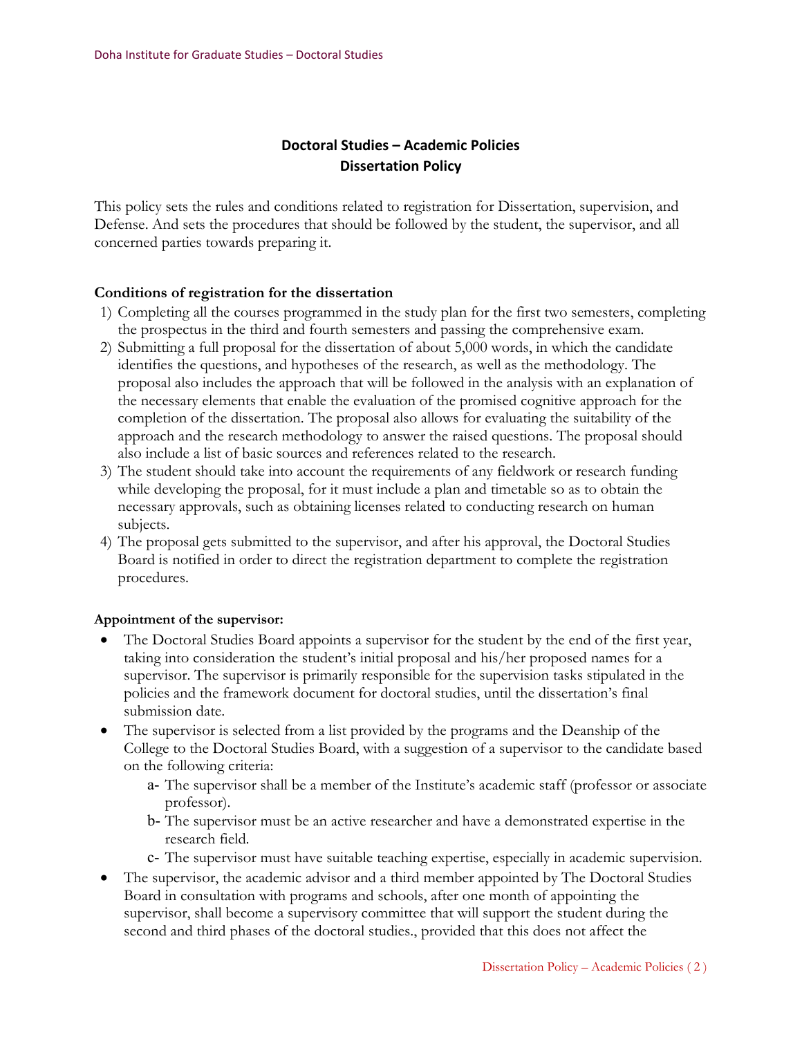## Doctoral Studies – Academic Policies
## Dissertation Policy

This policy sets the rules and conditions related to registration for Dissertation, supervision, and Defense. And sets the procedures that should be followed by the student, the supervisor, and all concerned parties towards preparing it.

### Conditions of registration for the dissertation

1) Completing all the courses programmed in the study plan for the first two semesters, completing the prospectus in the third and fourth semesters and passing the comprehensive exam.
2) Submitting a full proposal for the dissertation of about 5,000 words, in which the candidate identifies the questions, and hypotheses of the research, as well as the methodology. The proposal also includes the approach that will be followed in the analysis with an explanation of the necessary elements that enable the evaluation of the promised cognitive approach for the completion of the dissertation. The proposal also allows for evaluating the suitability of the approach and the research methodology to answer the raised questions. The proposal should also include a list of basic sources and references related to the research.
3) The student should take into account the requirements of any fieldwork or research funding while developing the proposal, for it must include a plan and timetable so as to obtain the necessary approvals, such as obtaining licenses related to conducting research on human subjects.
4) The proposal gets submitted to the supervisor, and after his approval, the Doctoral Studies Board is notified in order to direct the registration department to complete the registration procedures.

**Appointment of the supervisor:**

- The Doctoral Studies Board appoints a supervisor for the student by the end of the first year, taking into consideration the student's initial proposal and his/her proposed names for a supervisor. The supervisor is primarily responsible for the supervision tasks stipulated in the policies and the framework document for doctoral studies, until the dissertation's final submission date.
- The supervisor is selected from a list provided by the programs and the Deanship of the College to the Doctoral Studies Board, with a suggestion of a supervisor to the candidate based on the following criteria:
  - a- The supervisor shall be a member of the Institute's academic staff (professor or associate professor).
  - b- The supervisor must be an active researcher and have a demonstrated expertise in the research field.
  - c- The supervisor must have suitable teaching expertise, especially in academic supervision.
- The supervisor, the academic advisor and a third member appointed by The Doctoral Studies Board in consultation with programs and schools, after one month of appointing the supervisor, shall become a supervisory committee that will support the student during the second and third phases of the doctoral studies., provided that this does not affect the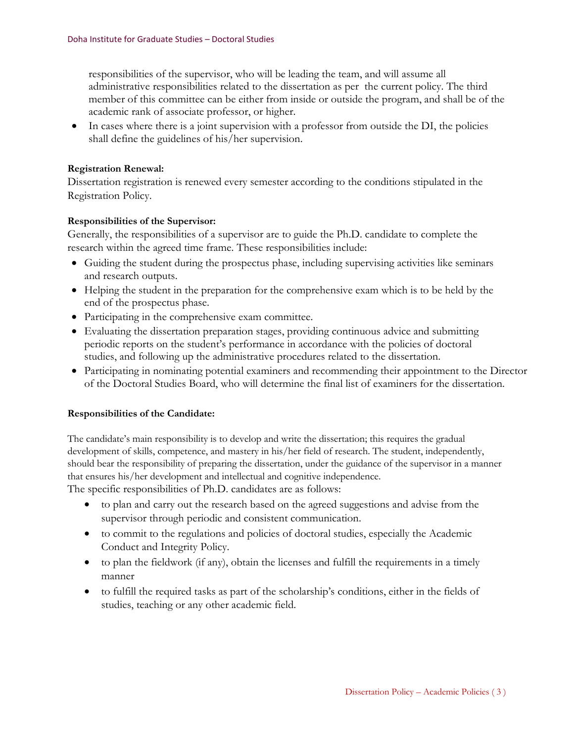responsibilities of the supervisor, who will be leading the team, and will assume all administrative responsibilities related to the dissertation as per the current policy. The third member of this committee can be either from inside or outside the program, and shall be of the academic rank of associate professor, or higher.

- In cases where there is a joint supervision with a professor from outside the DI, the policies shall define the guidelines of his/her supervision.

**Registration Renewal:**

Dissertation registration is renewed every semester according to the conditions stipulated in the Registration Policy.

**Responsibilities of the Supervisor:**

Generally, the responsibilities of a supervisor are to guide the Ph.D. candidate to complete the research within the agreed time frame. These responsibilities include:

- Guiding the student during the prospectus phase, including supervising activities like seminars and research outputs.
- Helping the student in the preparation for the comprehensive exam which is to be held by the end of the prospectus phase.
- Participating in the comprehensive exam committee.
- Evaluating the dissertation preparation stages, providing continuous advice and submitting periodic reports on the student's performance in accordance with the policies of doctoral studies, and following up the administrative procedures related to the dissertation.
- Participating in nominating potential examiners and recommending their appointment to the Director of the Doctoral Studies Board, who will determine the final list of examiners for the dissertation.

**Responsibilities of the Candidate:**

The candidate's main responsibility is to develop and write the dissertation; this requires the gradual development of skills, competence, and mastery in his/her field of research. The student, independently, should bear the responsibility of preparing the dissertation, under the guidance of the supervisor in a manner that ensures his/her development and intellectual and cognitive independence.

The specific responsibilities of Ph.D. candidates are as follows:

- to plan and carry out the research based on the agreed suggestions and advise from the supervisor through periodic and consistent communication.
- to commit to the regulations and policies of doctoral studies, especially the Academic Conduct and Integrity Policy.
- to plan the fieldwork (if any), obtain the licenses and fulfill the requirements in a timely manner
- to fulfill the required tasks as part of the scholarship's conditions, either in the fields of studies, teaching or any other academic field.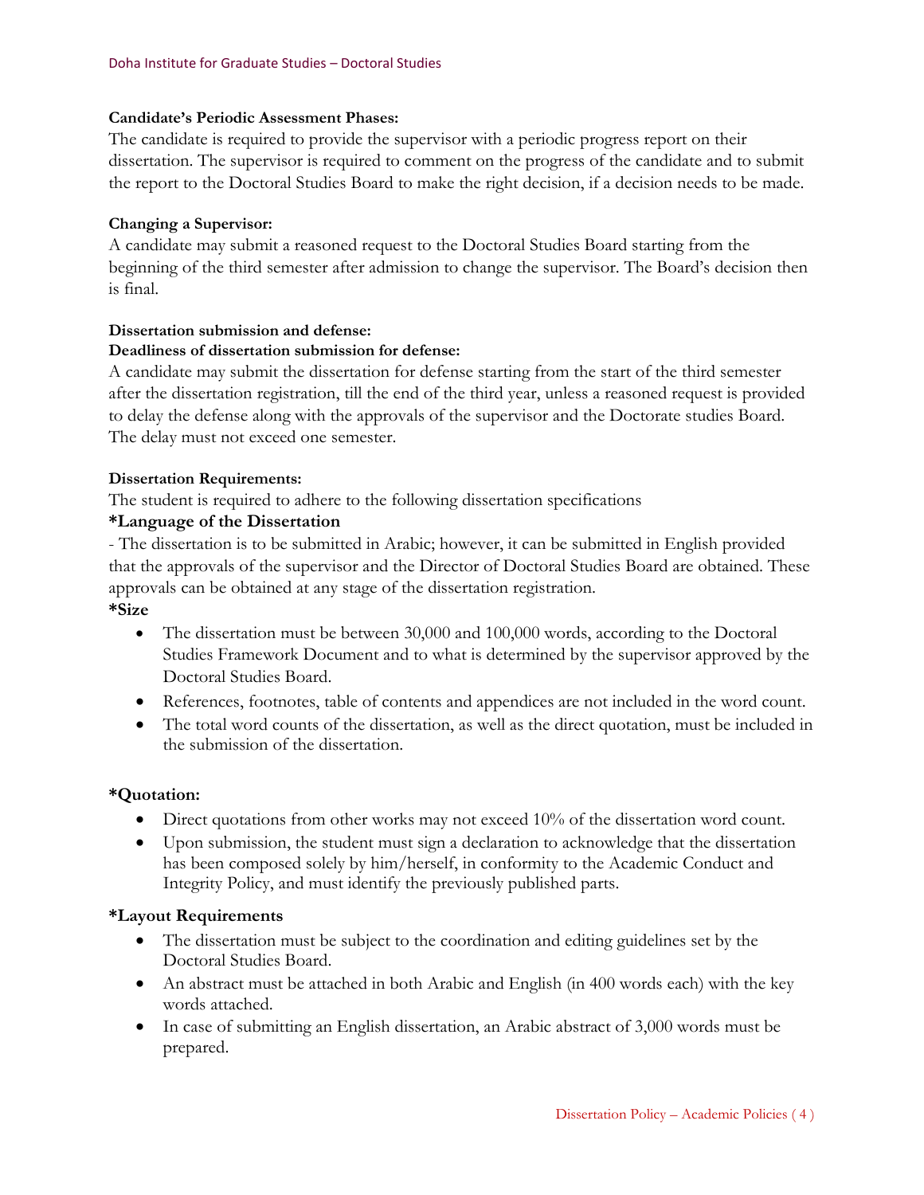**Candidate's Periodic Assessment Phases:**

The candidate is required to provide the supervisor with a periodic progress report on their dissertation. The supervisor is required to comment on the progress of the candidate and to submit the report to the Doctoral Studies Board to make the right decision, if a decision needs to be made.

**Changing a Supervisor:**

A candidate may submit a reasoned request to the Doctoral Studies Board starting from the beginning of the third semester after admission to change the supervisor. The Board's decision then is final.

**Dissertation submission and defense:**

**Deadliness of dissertation submission for defense:**

A candidate may submit the dissertation for defense starting from the start of the third semester after the dissertation registration, till the end of the third year, unless a reasoned request is provided to delay the defense along with the approvals of the supervisor and the Doctorate studies Board. The delay must not exceed one semester.

**Dissertation Requirements:**

The student is required to adhere to the following dissertation specifications

**\*Language of the Dissertation**

- The dissertation is to be submitted in Arabic; however, it can be submitted in English provided that the approvals of the supervisor and the Director of Doctoral Studies Board are obtained. These approvals can be obtained at any stage of the dissertation registration.

**\*Size**

- The dissertation must be between 30,000 and 100,000 words, according to the Doctoral Studies Framework Document and to what is determined by the supervisor approved by the Doctoral Studies Board.
- References, footnotes, table of contents and appendices are not included in the word count.
- The total word counts of the dissertation, as well as the direct quotation, must be included in the submission of the dissertation.

**\*Quotation:**

- Direct quotations from other works may not exceed 10% of the dissertation word count.
- Upon submission, the student must sign a declaration to acknowledge that the dissertation has been composed solely by him/herself, in conformity to the Academic Conduct and Integrity Policy, and must identify the previously published parts.

**\*Layout Requirements**

- The dissertation must be subject to the coordination and editing guidelines set by the Doctoral Studies Board.
- An abstract must be attached in both Arabic and English (in 400 words each) with the key words attached.
- In case of submitting an English dissertation, an Arabic abstract of 3,000 words must be prepared.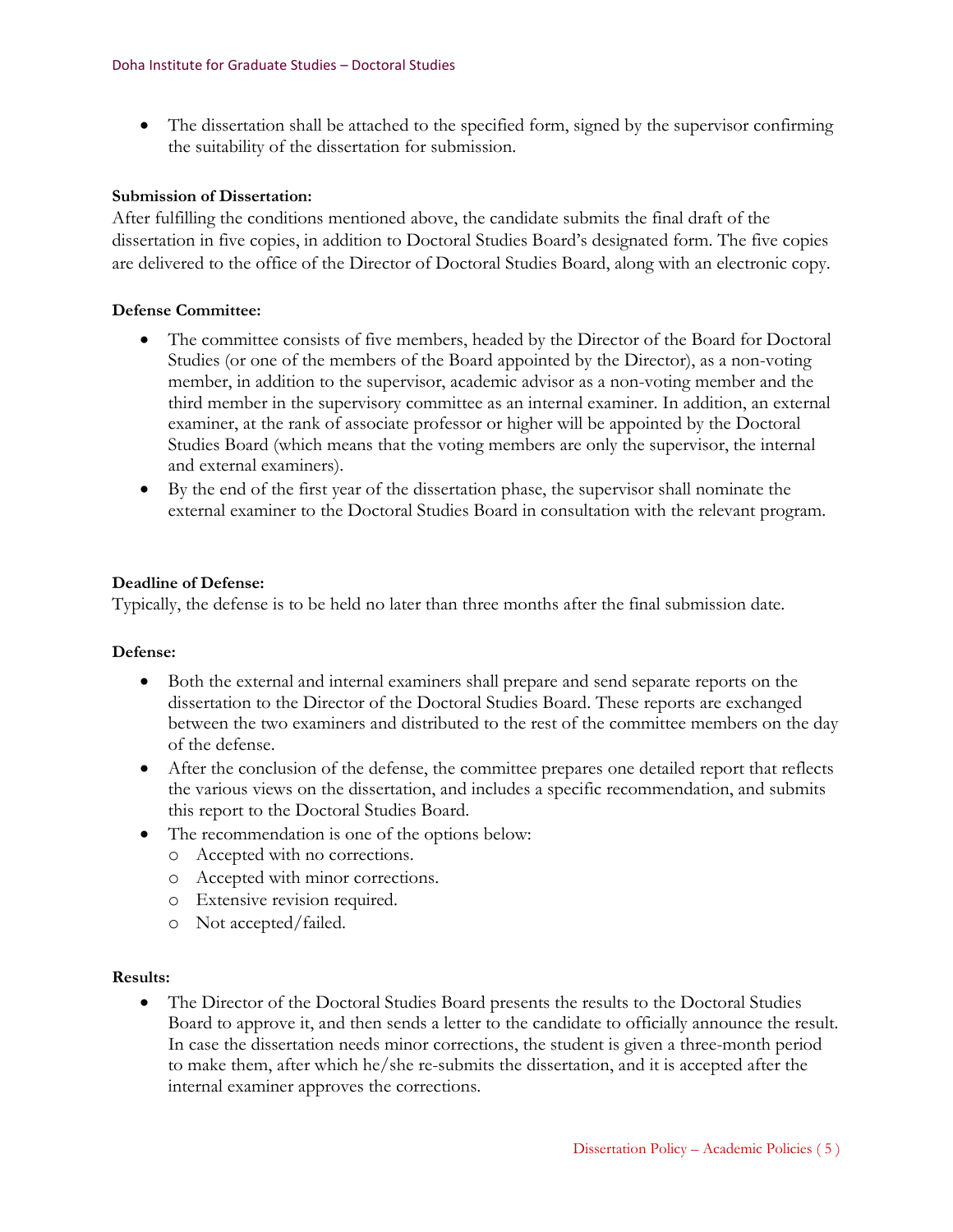- The dissertation shall be attached to the specified form, signed by the supervisor confirming the suitability of the dissertation for submission.

**Submission of Dissertation:**

After fulfilling the conditions mentioned above, the candidate submits the final draft of the dissertation in five copies, in addition to Doctoral Studies Board's designated form. The five copies are delivered to the office of the Director of Doctoral Studies Board, along with an electronic copy.

**Defense Committee:**

- The committee consists of five members, headed by the Director of the Board for Doctoral Studies (or one of the members of the Board appointed by the Director), as a non-voting member, in addition to the supervisor, academic advisor as a non-voting member and the third member in the supervisory committee as an internal examiner. In addition, an external examiner, at the rank of associate professor or higher will be appointed by the Doctoral Studies Board (which means that the voting members are only the supervisor, the internal and external examiners).
- By the end of the first year of the dissertation phase, the supervisor shall nominate the external examiner to the Doctoral Studies Board in consultation with the relevant program.

**Deadline of Defense:**

Typically, the defense is to be held no later than three months after the final submission date.

**Defense:**

- Both the external and internal examiners shall prepare and send separate reports on the dissertation to the Director of the Doctoral Studies Board. These reports are exchanged between the two examiners and distributed to the rest of the committee members on the day of the defense.
- After the conclusion of the defense, the committee prepares one detailed report that reflects the various views on the dissertation, and includes a specific recommendation, and submits this report to the Doctoral Studies Board.
- The recommendation is one of the options below:
  - Accepted with no corrections.
  - Accepted with minor corrections.
  - Extensive revision required.
  - Not accepted/failed.

**Results:**

- The Director of the Doctoral Studies Board presents the results to the Doctoral Studies Board to approve it, and then sends a letter to the candidate to officially announce the result. In case the dissertation needs minor corrections, the student is given a three-month period to make them, after which he/she re-submits the dissertation, and it is accepted after the internal examiner approves the corrections.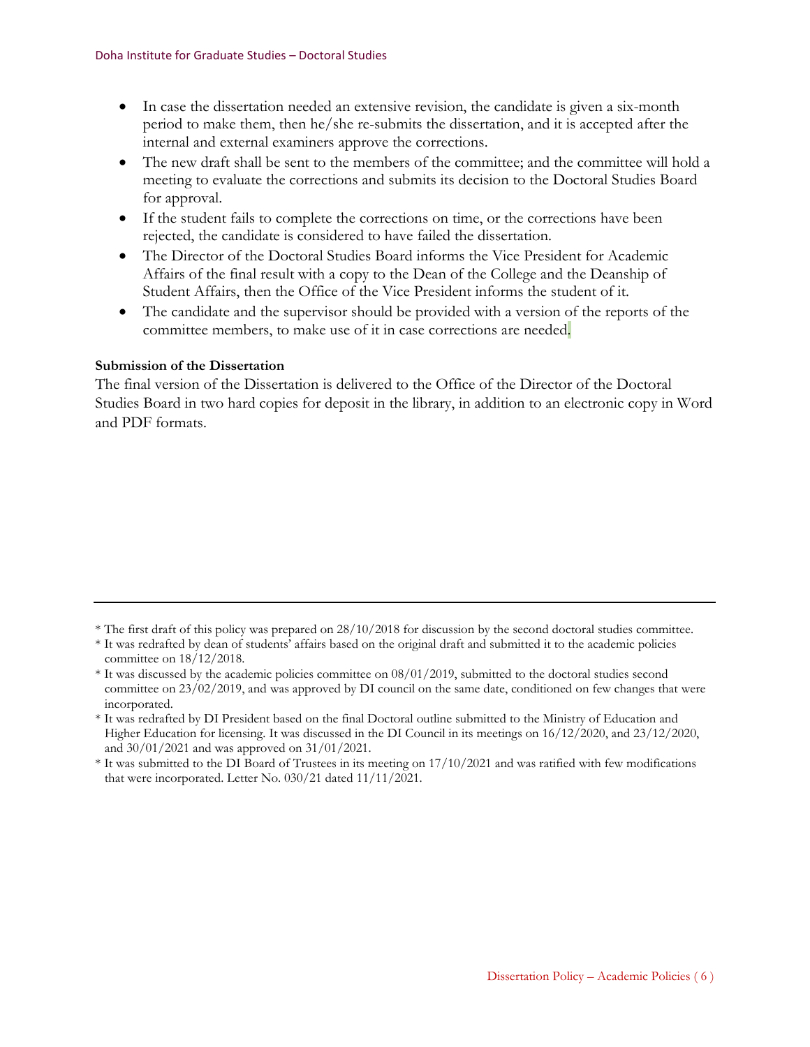- In case the dissertation needed an extensive revision, the candidate is given a six-month period to make them, then he/she re-submits the dissertation, and it is accepted after the internal and external examiners approve the corrections.
- The new draft shall be sent to the members of the committee; and the committee will hold a meeting to evaluate the corrections and submits its decision to the Doctoral Studies Board for approval.
- If the student fails to complete the corrections on time, or the corrections have been rejected, the candidate is considered to have failed the dissertation.
- The Director of the Doctoral Studies Board informs the Vice President for Academic Affairs of the final result with a copy to the Dean of the College and the Deanship of Student Affairs, then the Office of the Vice President informs the student of it.
- The candidate and the supervisor should be provided with a version of the reports of the committee members, to make use of it in case corrections are needed.

**Submission of the Dissertation**

The final version of the Dissertation is delivered to the Office of the Director of the Doctoral Studies Board in two hard copies for deposit in the library, in addition to an electronic copy in Word and PDF formats.

---

* The first draft of this policy was prepared on 28/10/2018 for discussion by the second doctoral studies committee.
* It was redrafted by dean of students' affairs based on the original draft and submitted it to the academic policies committee on 18/12/2018.
* It was discussed by the academic policies committee on 08/01/2019, submitted to the doctoral studies second committee on 23/02/2019, and was approved by DI council on the same date, conditioned on few changes that were incorporated.
* It was redrafted by DI President based on the final Doctoral outline submitted to the Ministry of Education and Higher Education for licensing. It was discussed in the DI Council in its meetings on 16/12/2020, and 23/12/2020, and 30/01/2021 and was approved on 31/01/2021.
* It was submitted to the DI Board of Trustees in its meeting on 17/10/2021 and was ratified with few modifications that were incorporated. Letter No. 030/21 dated 11/11/2021.